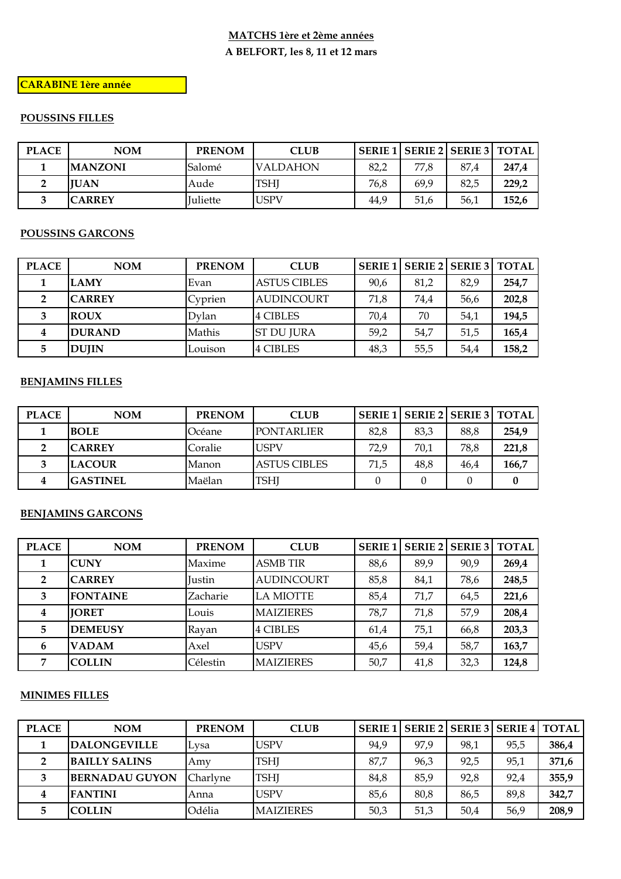**MATCHS 1ère et 2ème années**

**A BELFORT, les 8, 11 et 12 mars**

**CARABINE 1ère année**

**POUSSINS FILLES**

| PLACE | NOM | PRENOM | CLUB | SERIE 1 | SERIE 2 | SERIE 3 | TOTAL |
|---|---|---|---|---|---|---|---|
| 1 | **MANZONI** | Salomé | VALDAHON | 82,2 | 77,8 | 87,4 | **247,4** |
| 2 | **JUAN** | Aude | TSHJ | 76,8 | 69,9 | 82,5 | **229,2** |
| 3 | **CARREY** | Juliette | USPV | 44,9 | 51,6 | 56,1 | **152,6** |

**POUSSINS GARCONS**

| PLACE | NOM | PRENOM | CLUB | SERIE 1 | SERIE 2 | SERIE 3 | TOTAL |
|---|---|---|---|---|---|---|---|
| 1 | **LAMY** | Evan | ASTUS CIBLES | 90,6 | 81,2 | 82,9 | **254,7** |
| 2 | **CARREY** | Cyprien | AUDINCOURT | 71,8 | 74,4 | 56,6 | **202,8** |
| 3 | **ROUX** | Dylan | 4 CIBLES | 70,4 | 70 | 54,1 | **194,5** |
| 4 | **DURAND** | Mathis | ST DU JURA | 59,2 | 54,7 | 51,5 | **165,4** |
| 5 | **DUJIN** | Louison | 4 CIBLES | 48,3 | 55,5 | 54,4 | **158,2** |

**BENJAMINS FILLES**

| PLACE | NOM | PRENOM | CLUB | SERIE 1 | SERIE 2 | SERIE 3 | TOTAL |
|---|---|---|---|---|---|---|---|
| 1 | **BOLE** | Océane | PONTARLIER | 82,8 | 83,3 | 88,8 | **254,9** |
| 2 | **CARREY** | Coralie | USPV | 72,9 | 70,1 | 78,8 | **221,8** |
| 3 | **LACOUR** | Manon | ASTUS CIBLES | 71,5 | 48,8 | 46,4 | **166,7** |
| 4 | **GASTINEL** | Maëlan | TSHJ | 0 | 0 | 0 | **0** |

**BENJAMINS GARCONS**

| PLACE | NOM | PRENOM | CLUB | SERIE 1 | SERIE 2 | SERIE 3 | TOTAL |
|---|---|---|---|---|---|---|---|
| 1 | **CUNY** | Maxime | ASMB TIR | 88,6 | 89,9 | 90,9 | **269,4** |
| 2 | **CARREY** | Justin | AUDINCOURT | 85,8 | 84,1 | 78,6 | **248,5** |
| 3 | **FONTAINE** | Zacharie | LA MIOTTE | 85,4 | 71,7 | 64,5 | **221,6** |
| 4 | **JORET** | Louis | MAIZIERES | 78,7 | 71,8 | 57,9 | **208,4** |
| 5 | **DEMEUSY** | Rayan | 4 CIBLES | 61,4 | 75,1 | 66,8 | **203,3** |
| 6 | **VADAM** | Axel | USPV | 45,6 | 59,4 | 58,7 | **163,7** |
| 7 | **COLLIN** | Célestin | MAIZIERES | 50,7 | 41,8 | 32,3 | **124,8** |

**MINIMES FILLES**

| PLACE | NOM | PRENOM | CLUB | SERIE 1 | SERIE 2 | SERIE 3 | SERIE 4 | TOTAL |
|---|---|---|---|---|---|---|---|---|
| 1 | **DALONGEVILLE** | Lysa | USPV | 94,9 | 97,9 | 98,1 | 95,5 | **386,4** |
| 2 | **BAILLY SALINS** | Amy | TSHJ | 87,7 | 96,3 | 92,5 | 95,1 | **371,6** |
| 3 | **BERNADAU GUYON** | Charlyne | TSHJ | 84,8 | 85,9 | 92,8 | 92,4 | **355,9** |
| 4 | **FANTINI** | Anna | USPV | 85,6 | 80,8 | 86,5 | 89,8 | **342,7** |
| 5 | **COLLIN** | Odélia | MAIZIERES | 50,3 | 51,3 | 50,4 | 56,9 | **208,9** |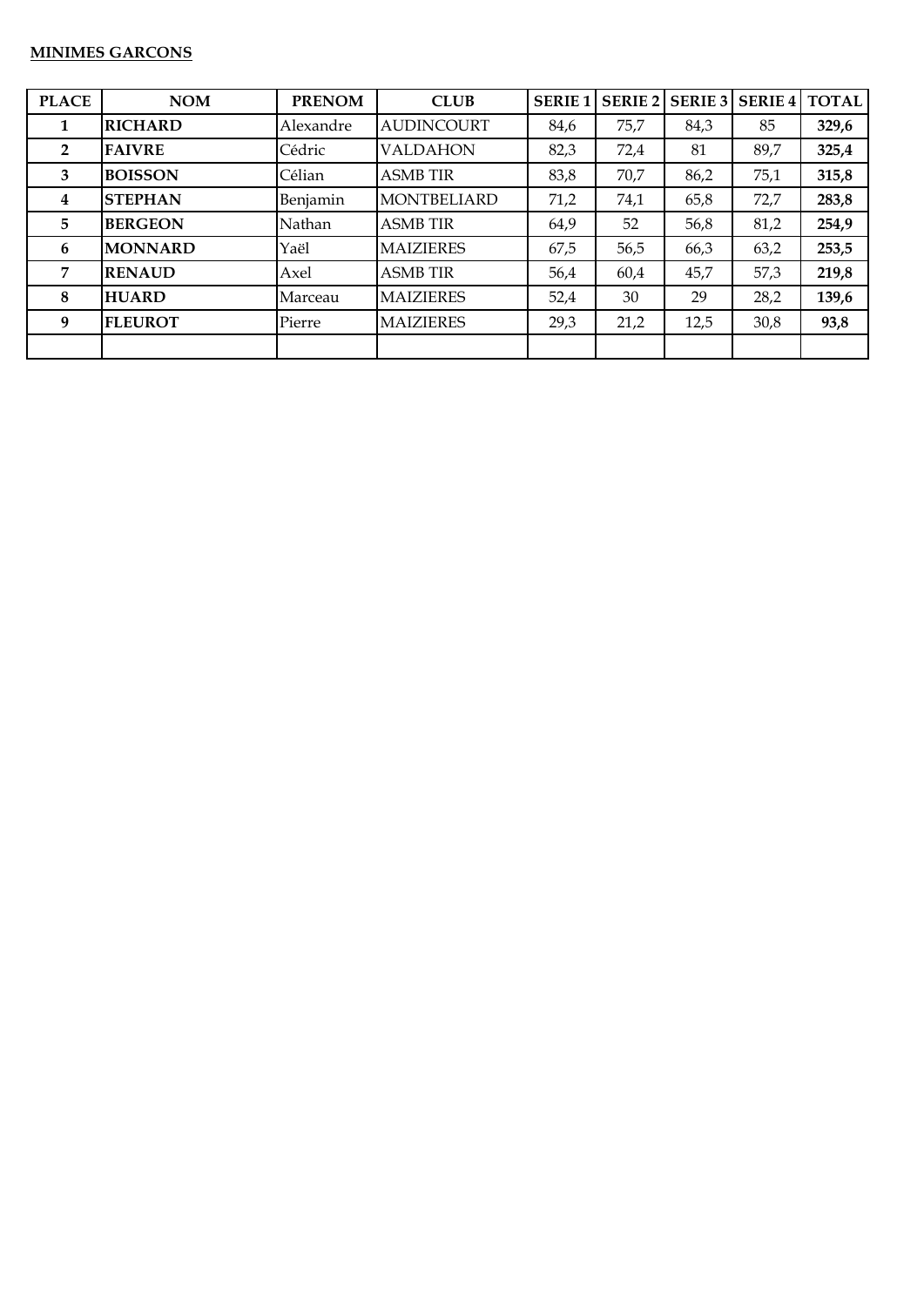**MINIMES GARCONS**

| PLACE | NOM | PRENOM | CLUB | SERIE 1 | SERIE 2 | SERIE 3 | SERIE 4 | TOTAL |
|---|---|---|---|---|---|---|---|---|
| 1 | **RICHARD** | Alexandre | AUDINCOURT | 84,6 | 75,7 | 84,3 | 85 | **329,6** |
| 2 | **FAIVRE** | Cédric | VALDAHON | 82,3 | 72,4 | 81 | 89,7 | **325,4** |
| 3 | **BOISSON** | Célian | ASMB TIR | 83,8 | 70,7 | 86,2 | 75,1 | **315,8** |
| 4 | **STEPHAN** | Benjamin | MONTBELIARD | 71,2 | 74,1 | 65,8 | 72,7 | **283,8** |
| 5 | **BERGEON** | Nathan | ASMB TIR | 64,9 | 52 | 56,8 | 81,2 | **254,9** |
| 6 | **MONNARD** | Yaël | MAIZIERES | 67,5 | 56,5 | 66,3 | 63,2 | **253,5** |
| 7 | **RENAUD** | Axel | ASMB TIR | 56,4 | 60,4 | 45,7 | 57,3 | **219,8** |
| 8 | **HUARD** | Marceau | MAIZIERES | 52,4 | 30 | 29 | 28,2 | **139,6** |
| 9 | **FLEUROT** | Pierre | MAIZIERES | 29,3 | 21,2 | 12,5 | 30,8 | **93,8** |
| | | | | | | | | |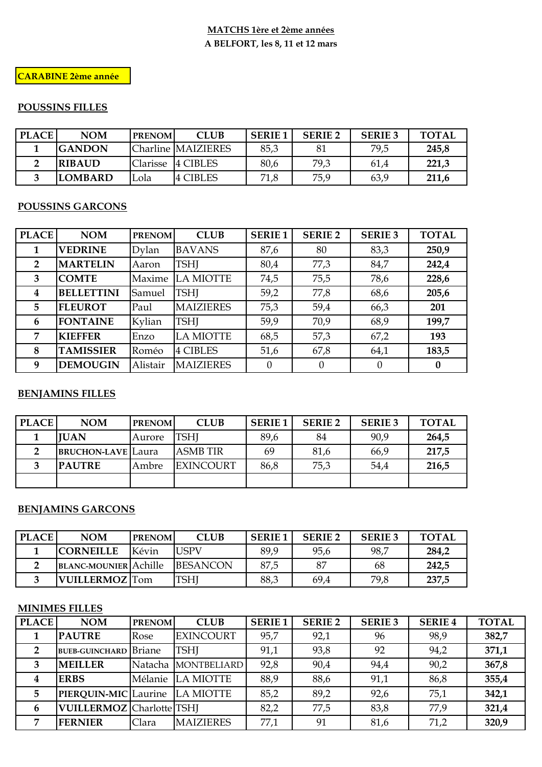**MATCHS 1ère et 2ème années**

**A BELFORT, les 8, 11 et 12 mars**

**CARABINE 2ème année**

**POUSSINS FILLES**

| PLACE | NOM | PRENOM | CLUB | SERIE 1 | SERIE 2 | SERIE 3 | TOTAL |
|---|---|---|---|---|---|---|---|
| 1 | GANDON | Charline | MAIZIERES | 85,3 | 81 | 79,5 | 245,8 |
| 2 | RIBAUD | Clarisse | 4 CIBLES | 80,6 | 79,3 | 61,4 | 221,3 |
| 3 | LOMBARD | Lola | 4 CIBLES | 71,8 | 75,9 | 63,9 | 211,6 |

**POUSSINS GARCONS**

| PLACE | NOM | PRENOM | CLUB | SERIE 1 | SERIE 2 | SERIE 3 | TOTAL |
|---|---|---|---|---|---|---|---|
| 1 | VEDRINE | Dylan | BAVANS | 87,6 | 80 | 83,3 | 250,9 |
| 2 | MARTELIN | Aaron | TSHJ | 80,4 | 77,3 | 84,7 | 242,4 |
| 3 | COMTE | Maxime | LA MIOTTE | 74,5 | 75,5 | 78,6 | 228,6 |
| 4 | BELLETTINI | Samuel | TSHJ | 59,2 | 77,8 | 68,6 | 205,6 |
| 5 | FLEUROT | Paul | MAIZIERES | 75,3 | 59,4 | 66,3 | 201 |
| 6 | FONTAINE | Kylian | TSHJ | 59,9 | 70,9 | 68,9 | 199,7 |
| 7 | KIEFFER | Enzo | LA MIOTTE | 68,5 | 57,3 | 67,2 | 193 |
| 8 | TAMISSIER | Roméo | 4 CIBLES | 51,6 | 67,8 | 64,1 | 183,5 |
| 9 | DEMOUGIN | Alistair | MAIZIERES | 0 | 0 | 0 | 0 |

**BENJAMINS FILLES**

| PLACE | NOM | PRENOM | CLUB | SERIE 1 | SERIE 2 | SERIE 3 | TOTAL |
|---|---|---|---|---|---|---|---|
| 1 | JUAN | Aurore | TSHJ | 89,6 | 84 | 90,9 | 264,5 |
| 2 | BRUCHON-LAVE | Laura | ASMB TIR | 69 | 81,6 | 66,9 | 217,5 |
| 3 | PAUTRE | Ambre | EXINCOURT | 86,8 | 75,3 | 54,4 | 216,5 |
| | | | | | | | |

**BENJAMINS GARCONS**

| PLACE | NOM | PRENOM | CLUB | SERIE 1 | SERIE 2 | SERIE 3 | TOTAL |
|---|---|---|---|---|---|---|---|
| 1 | CORNEILLE | Kévin | USPV | 89,9 | 95,6 | 98,7 | 284,2 |
| 2 | BLANC-MOUNIER | Achille | BESANCON | 87,5 | 87 | 68 | 242,5 |
| 3 | VUILLERMOZ | Tom | TSHJ | 88,3 | 69,4 | 79,8 | 237,5 |

**MINIMES FILLES**

| PLACE | NOM | PRENOM | CLUB | SERIE 1 | SERIE 2 | SERIE 3 | SERIE 4 | TOTAL |
|---|---|---|---|---|---|---|---|---|
| 1 | PAUTRE | Rose | EXINCOURT | 95,7 | 92,1 | 96 | 98,9 | 382,7 |
| 2 | BUEB-GUINCHARD | Briane | TSHJ | 91,1 | 93,8 | 92 | 94,2 | 371,1 |
| 3 | MEILLER | Natacha | MONTBELIARD | 92,8 | 90,4 | 94,4 | 90,2 | 367,8 |
| 4 | ERBS | Mélanie | LA MIOTTE | 88,9 | 88,6 | 91,1 | 86,8 | 355,4 |
| 5 | PIERQUIN-MIC | Laurine | LA MIOTTE | 85,2 | 89,2 | 92,6 | 75,1 | 342,1 |
| 6 | VUILLERMOZ | Charlotte | TSHJ | 82,2 | 77,5 | 83,8 | 77,9 | 321,4 |
| 7 | FERNIER | Clara | MAIZIERES | 77,1 | 91 | 81,6 | 71,2 | 320,9 |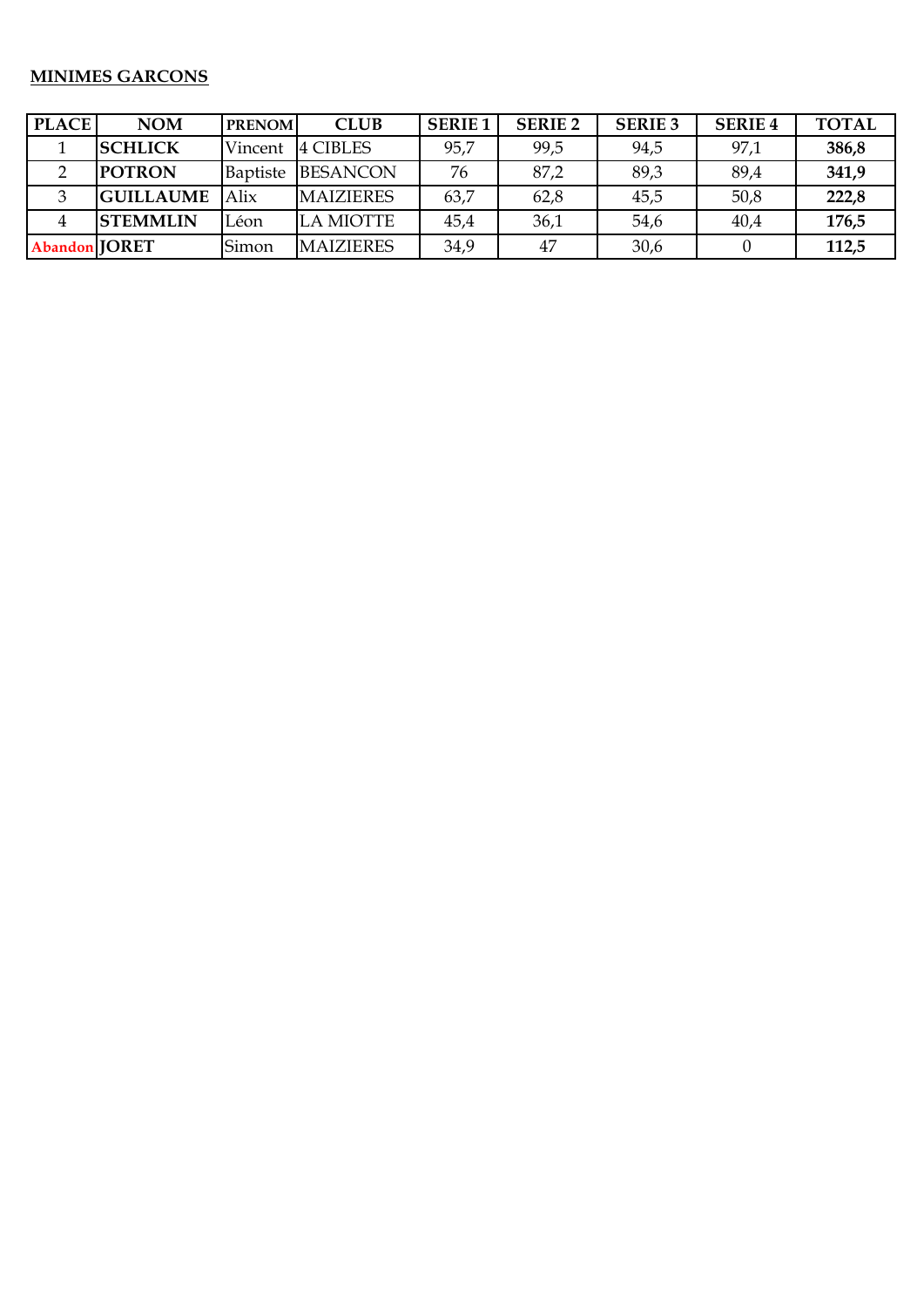**MINIMES GARCONS**

| PLACE | NOM | PRENOM | CLUB | SERIE 1 | SERIE 2 | SERIE 3 | SERIE 4 | TOTAL |
|---|---|---|---|---|---|---|---|---|
| 1 | **SCHLICK** | Vincent | 4 CIBLES | 95,7 | 99,5 | 94,5 | 97,1 | **386,8** |
| 2 | **POTRON** | Baptiste | BESANCON | 76 | 87,2 | 89,3 | 89,4 | **341,9** |
| 3 | **GUILLAUME** | Alix | MAIZIERES | 63,7 | 62,8 | 45,5 | 50,8 | **222,8** |
| 4 | **STEMMLIN** | Léon | LA MIOTTE | 45,4 | 36,1 | 54,6 | 40,4 | **176,5** |
| **Abandon** | **JORET** | Simon | MAIZIERES | 34,9 | 47 | 30,6 | 0 | **112,5** |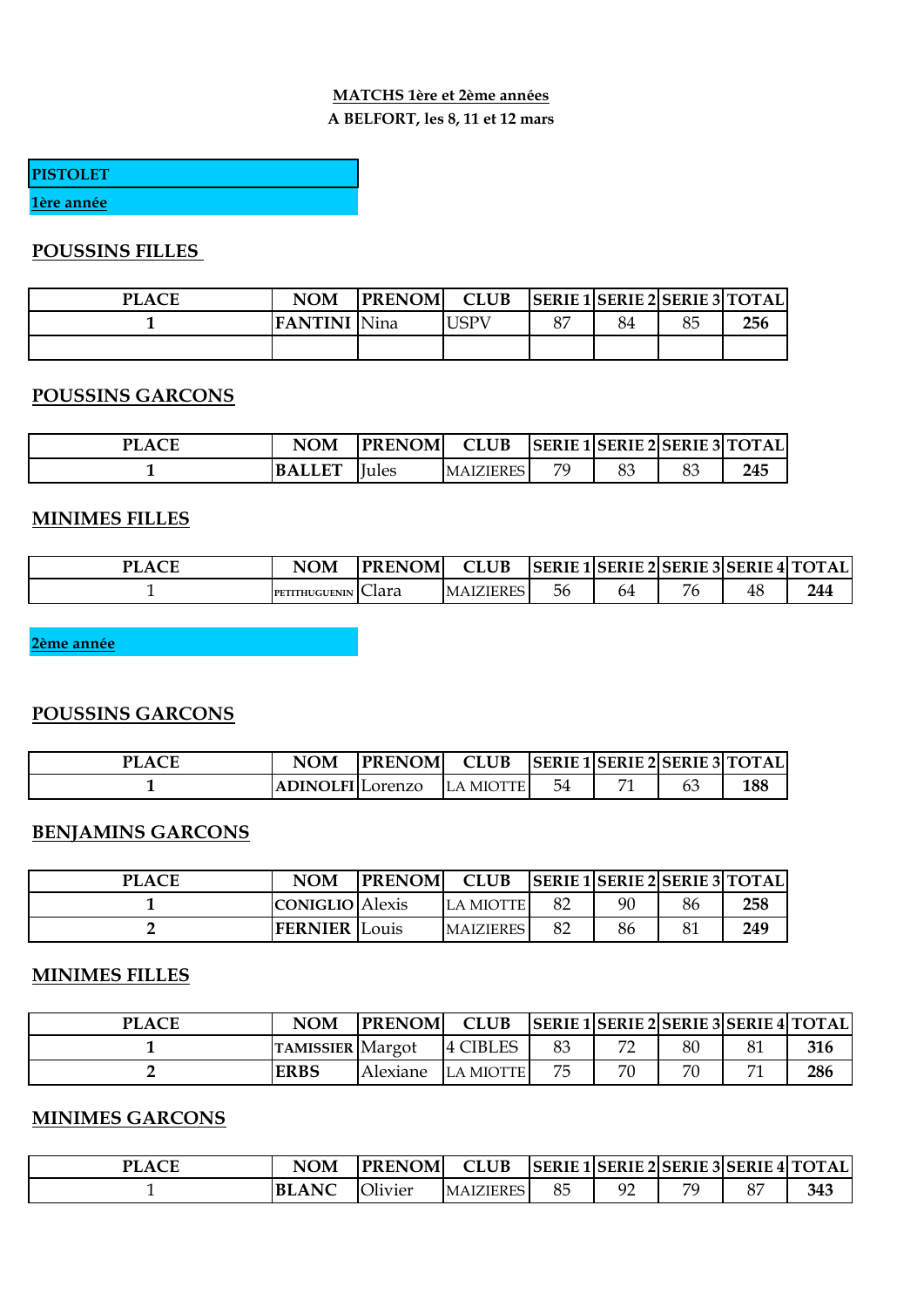**MATCHS 1ère et 2ème années**

**A BELFORT, les 8, 11 et 12 mars**

**PISTOLET**

**1ère année**

## POUSSINS FILLES

| PLACE | NOM | PRENOM | CLUB | SERIE 1 | SERIE 2 | SERIE 3 | TOTAL |
|---|---|---|---|---|---|---|---|
| **1** | **FANTINI** | Nina | USPV | 87 | 84 | 85 | **256** |
| | | | | | | | |

## POUSSINS GARCONS

| PLACE | NOM | PRENOM | CLUB | SERIE 1 | SERIE 2 | SERIE 3 | TOTAL |
|---|---|---|---|---|---|---|---|
| **1** | **BALLET** | Jules | MAIZIERES | 79 | 83 | 83 | **245** |

## MINIMES FILLES

| PLACE | NOM | PRENOM | CLUB | SERIE 1 | SERIE 2 | SERIE 3 | SERIE 4 | TOTAL |
|---|---|---|---|---|---|---|---|---|
| 1 | PETITHUGUENIN | Clara | MAIZIERES | 56 | 64 | 76 | 48 | **244** |

**2ème année**

## POUSSINS GARCONS

| PLACE | NOM | PRENOM | CLUB | SERIE 1 | SERIE 2 | SERIE 3 | TOTAL |
|---|---|---|---|---|---|---|---|
| **1** | **ADINOLFI** | Lorenzo | LA MIOTTE | 54 | 71 | 63 | **188** |

## BENJAMINS GARCONS

| PLACE | NOM | PRENOM | CLUB | SERIE 1 | SERIE 2 | SERIE 3 | TOTAL |
|---|---|---|---|---|---|---|---|
| **1** | **CONIGLIO** | Alexis | LA MIOTTE | 82 | 90 | 86 | **258** |
| **2** | **FERNIER** | Louis | MAIZIERES | 82 | 86 | 81 | **249** |

## MINIMES FILLES

| PLACE | NOM | PRENOM | CLUB | SERIE 1 | SERIE 2 | SERIE 3 | SERIE 4 | TOTAL |
|---|---|---|---|---|---|---|---|---|
| **1** | **TAMISSIER** | Margot | 4 CIBLES | 83 | 72 | 80 | 81 | **316** |
| **2** | **ERBS** | Alexiane | LA MIOTTE | 75 | 70 | 70 | 71 | **286** |

## MINIMES GARCONS

| PLACE | NOM | PRENOM | CLUB | SERIE 1 | SERIE 2 | SERIE 3 | SERIE 4 | TOTAL |
|---|---|---|---|---|---|---|---|---|
| 1 | **BLANC** | Olivier | MAIZIERES | 85 | 92 | 79 | 87 | **343** |